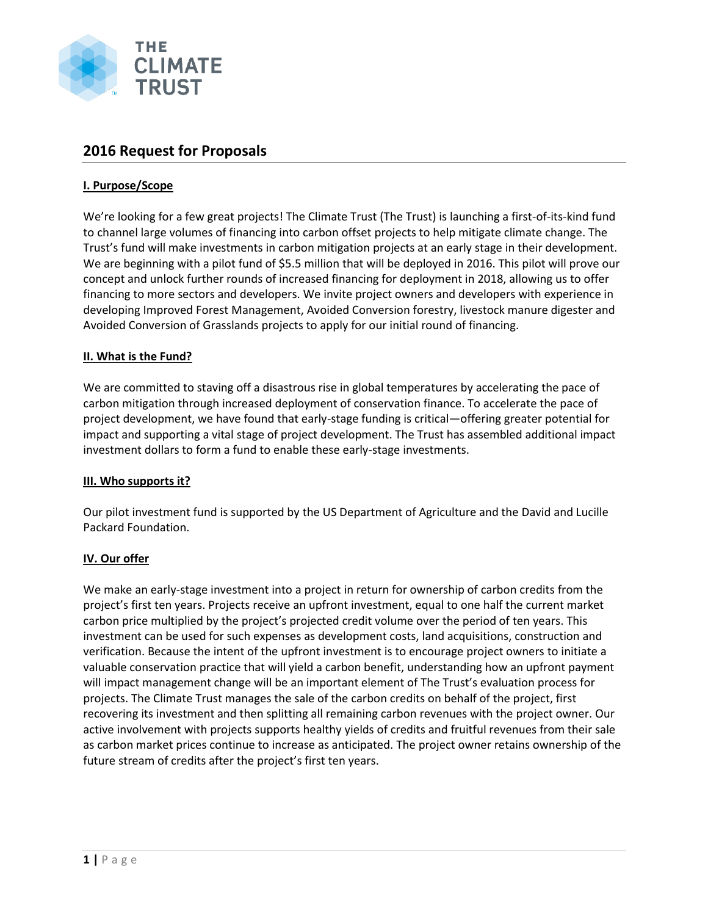THE CLIMATE TRUST

# 2016 Request for Proposals

## I. Purpose/Scope

We're looking for a few great projects! The Climate Trust (The Trust) is launching a first-of-its-kind fund to channel large volumes of financing into carbon offset projects to help mitigate climate change. The Trust's fund will make investments in carbon mitigation projects at an early stage in their development. We are beginning with a pilot fund of $5.5 million that will be deployed in 2016. This pilot will prove our concept and unlock further rounds of increased financing for deployment in 2018, allowing us to offer financing to more sectors and developers. We invite project owners and developers with experience in developing Improved Forest Management, Avoided Conversion forestry, livestock manure digester and Avoided Conversion of Grasslands projects to apply for our initial round of financing.

## II. What is the Fund?

We are committed to staving off a disastrous rise in global temperatures by accelerating the pace of carbon mitigation through increased deployment of conservation finance. To accelerate the pace of project development, we have found that early-stage funding is critical—offering greater potential for impact and supporting a vital stage of project development. The Trust has assembled additional impact investment dollars to form a fund to enable these early-stage investments.

## III. Who supports it?

Our pilot investment fund is supported by the US Department of Agriculture and the David and Lucille Packard Foundation.

## IV. Our offer

We make an early-stage investment into a project in return for ownership of carbon credits from the project's first ten years. Projects receive an upfront investment, equal to one half the current market carbon price multiplied by the project's projected credit volume over the period of ten years. This investment can be used for such expenses as development costs, land acquisitions, construction and verification. Because the intent of the upfront investment is to encourage project owners to initiate a valuable conservation practice that will yield a carbon benefit, understanding how an upfront payment will impact management change will be an important element of The Trust's evaluation process for projects. The Climate Trust manages the sale of the carbon credits on behalf of the project, first recovering its investment and then splitting all remaining carbon revenues with the project owner. Our active involvement with projects supports healthy yields of credits and fruitful revenues from their sale as carbon market prices continue to increase as anticipated. The project owner retains ownership of the future stream of credits after the project's first ten years.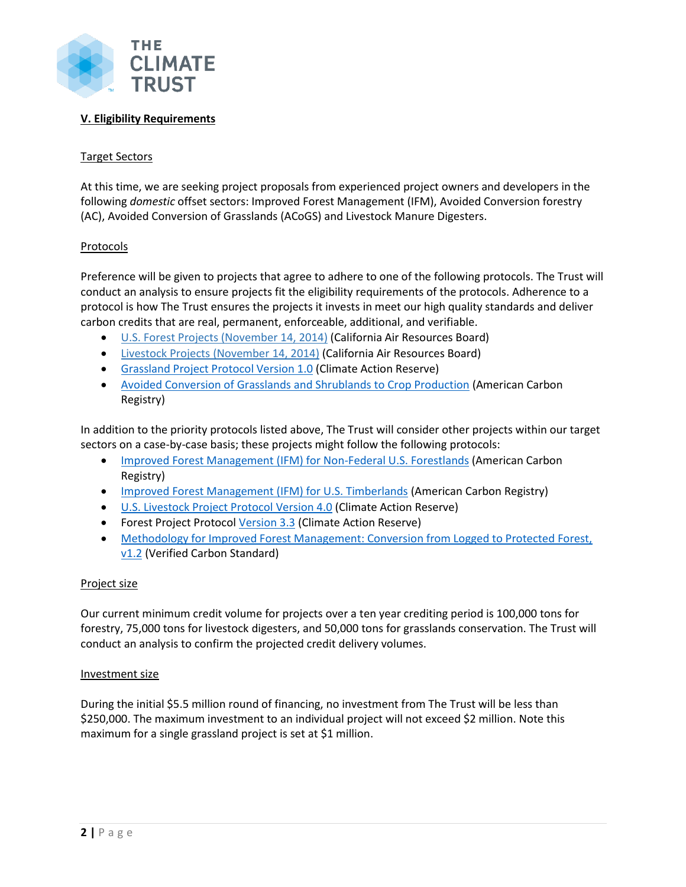## V. Eligibility Requirements

### Target Sectors

At this time, we are seeking project proposals from experienced project owners and developers in the following *domestic* offset sectors: Improved Forest Management (IFM), Avoided Conversion forestry (AC), Avoided Conversion of Grasslands (ACoGS) and Livestock Manure Digesters.

### Protocols

Preference will be given to projects that agree to adhere to one of the following protocols. The Trust will conduct an analysis to ensure projects fit the eligibility requirements of the protocols. Adherence to a protocol is how The Trust ensures the projects it invests in meet our high quality standards and deliver carbon credits that are real, permanent, enforceable, additional, and verifiable.

- U.S. Forest Projects (November 14, 2014) (California Air Resources Board)
- Livestock Projects (November 14, 2014) (California Air Resources Board)
- Grassland Project Protocol Version 1.0 (Climate Action Reserve)
- Avoided Conversion of Grasslands and Shrublands to Crop Production (American Carbon Registry)

In addition to the priority protocols listed above, The Trust will consider other projects within our target sectors on a case-by-case basis; these projects might follow the following protocols:

- Improved Forest Management (IFM) for Non-Federal U.S. Forestlands (American Carbon Registry)
- Improved Forest Management (IFM) for U.S. Timberlands (American Carbon Registry)
- U.S. Livestock Project Protocol Version 4.0 (Climate Action Reserve)
- Forest Project Protocol Version 3.3 (Climate Action Reserve)
- Methodology for Improved Forest Management: Conversion from Logged to Protected Forest, v1.2 (Verified Carbon Standard)

### Project size

Our current minimum credit volume for projects over a ten year crediting period is 100,000 tons for forestry, 75,000 tons for livestock digesters, and 50,000 tons for grasslands conservation. The Trust will conduct an analysis to confirm the projected credit delivery volumes.

### Investment size

During the initial $5.5 million round of financing, no investment from The Trust will be less than $250,000. The maximum investment to an individual project will not exceed $2 million. Note this maximum for a single grassland project is set at $1 million.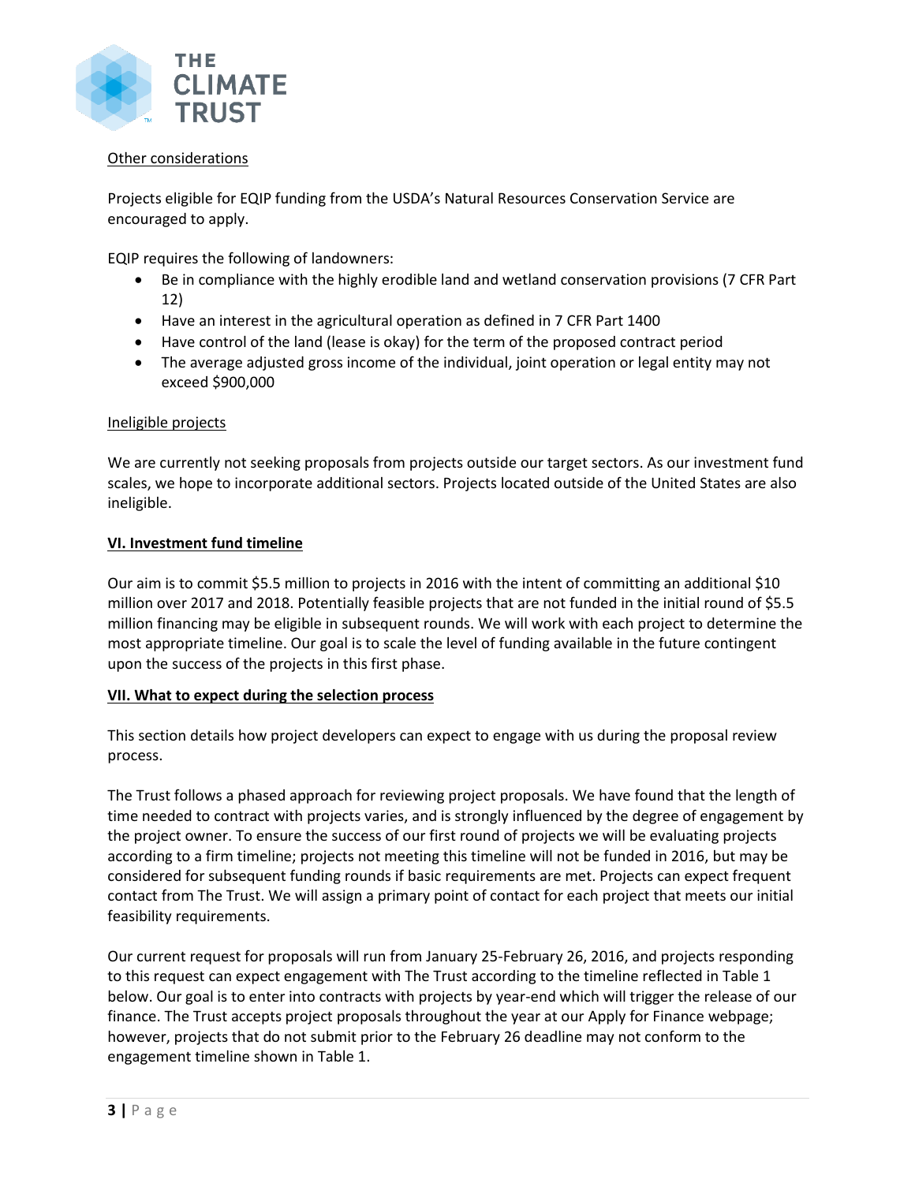Other considerations

Projects eligible for EQIP funding from the USDA's Natural Resources Conservation Service are encouraged to apply.

EQIP requires the following of landowners:

- Be in compliance with the highly erodible land and wetland conservation provisions (7 CFR Part 12)
- Have an interest in the agricultural operation as defined in 7 CFR Part 1400
- Have control of the land (lease is okay) for the term of the proposed contract period
- The average adjusted gross income of the individual, joint operation or legal entity may not exceed $900,000

Ineligible projects

We are currently not seeking proposals from projects outside our target sectors. As our investment fund scales, we hope to incorporate additional sectors. Projects located outside of the United States are also ineligible.

## VI. Investment fund timeline

Our aim is to commit $5.5 million to projects in 2016 with the intent of committing an additional $10 million over 2017 and 2018. Potentially feasible projects that are not funded in the initial round of $5.5 million financing may be eligible in subsequent rounds. We will work with each project to determine the most appropriate timeline. Our goal is to scale the level of funding available in the future contingent upon the success of the projects in this first phase.

## VII. What to expect during the selection process

This section details how project developers can expect to engage with us during the proposal review process.

The Trust follows a phased approach for reviewing project proposals. We have found that the length of time needed to contract with projects varies, and is strongly influenced by the degree of engagement by the project owner. To ensure the success of our first round of projects we will be evaluating projects according to a firm timeline; projects not meeting this timeline will not be funded in 2016, but may be considered for subsequent funding rounds if basic requirements are met. Projects can expect frequent contact from The Trust. We will assign a primary point of contact for each project that meets our initial feasibility requirements.

Our current request for proposals will run from January 25-February 26, 2016, and projects responding to this request can expect engagement with The Trust according to the timeline reflected in Table 1 below. Our goal is to enter into contracts with projects by year-end which will trigger the release of our finance. The Trust accepts project proposals throughout the year at our Apply for Finance webpage; however, projects that do not submit prior to the February 26 deadline may not conform to the engagement timeline shown in Table 1.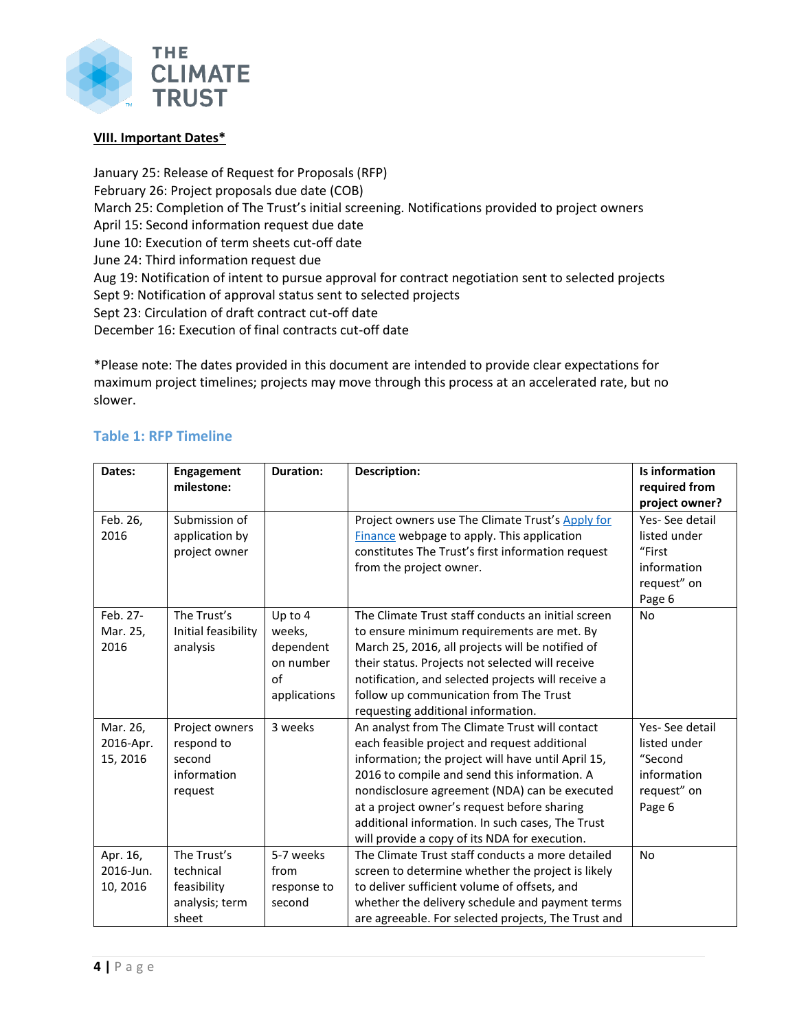**VIII. Important Dates***

January 25: Release of Request for Proposals (RFP)
February 26: Project proposals due date (COB)
March 25: Completion of The Trust's initial screening. Notifications provided to project owners
April 15: Second information request due date
June 10: Execution of term sheets cut-off date
June 24: Third information request due
Aug 19: Notification of intent to pursue approval for contract negotiation sent to selected projects
Sept 9: Notification of approval status sent to selected projects
Sept 23: Circulation of draft contract cut-off date
December 16: Execution of final contracts cut-off date

*Please note: The dates provided in this document are intended to provide clear expectations for maximum project timelines; projects may move through this process at an accelerated rate, but no slower.

### Table 1: RFP Timeline

| Dates: | Engagement milestone: | Duration: | Description: | Is information required from project owner? |
|---|---|---|---|---|
| Feb. 26, 2016 | Submission of application by project owner | | Project owners use The Climate Trust's Apply for Finance webpage to apply. This application constitutes The Trust's first information request from the project owner. | Yes- See detail listed under "First information request" on Page 6 |
| Feb. 27-Mar. 25, 2016 | The Trust's Initial feasibility analysis | Up to 4 weeks, dependent on number of applications | The Climate Trust staff conducts an initial screen to ensure minimum requirements are met. By March 25, 2016, all projects will be notified of their status. Projects not selected will receive notification, and selected projects will receive a follow up communication from The Trust requesting additional information. | No |
| Mar. 26, 2016-Apr. 15, 2016 | Project owners respond to second information request | 3 weeks | An analyst from The Climate Trust will contact each feasible project and request additional information; the project will have until April 15, 2016 to compile and send this information. A nondisclosure agreement (NDA) can be executed at a project owner's request before sharing additional information. In such cases, The Trust will provide a copy of its NDA for execution. | Yes- See detail listed under "Second information request" on Page 6 |
| Apr. 16, 2016-Jun. 10, 2016 | The Trust's technical feasibility analysis; term sheet | 5-7 weeks from response to second | The Climate Trust staff conducts a more detailed screen to determine whether the project is likely to deliver sufficient volume of offsets, and whether the delivery schedule and payment terms are agreeable. For selected projects, The Trust and | No |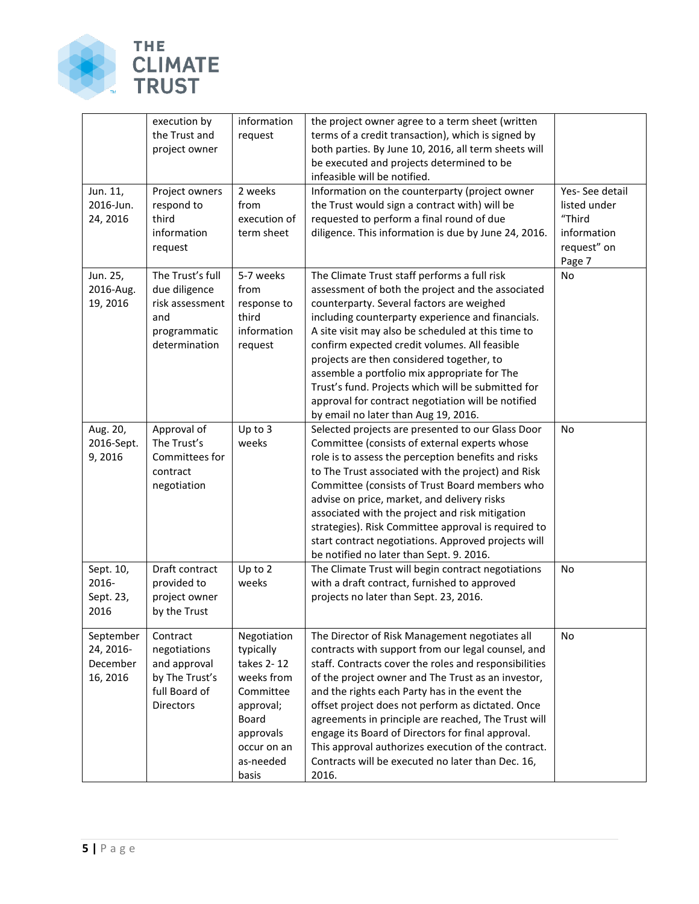| | execution by the Trust and project owner | information request | the project owner agree to a term sheet (written terms of a credit transaction), which is signed by both parties. By June 10, 2016, all term sheets will be executed and projects determined to be infeasible will be notified. | |
|---|---|---|---|---|
| Jun. 11, 2016-Jun. 24, 2016 | Project owners respond to third information request | 2 weeks from execution of term sheet | Information on the counterparty (project owner the Trust would sign a contract with) will be requested to perform a final round of due diligence. This information is due by June 24, 2016. | Yes- See detail listed under "Third information request" on Page 7 |
| Jun. 25, 2016-Aug. 19, 2016 | The Trust's full due diligence risk assessment and programmatic determination | 5-7 weeks from response to third information request | The Climate Trust staff performs a full risk assessment of both the project and the associated counterparty. Several factors are weighed including counterparty experience and financials. A site visit may also be scheduled at this time to confirm expected credit volumes. All feasible projects are then considered together, to assemble a portfolio mix appropriate for The Trust's fund. Projects which will be submitted for approval for contract negotiation will be notified by email no later than Aug 19, 2016. | No |
| Aug. 20, 2016-Sept. 9, 2016 | Approval of The Trust's Committees for contract negotiation | Up to 3 weeks | Selected projects are presented to our Glass Door Committee (consists of external experts whose role is to assess the perception benefits and risks to The Trust associated with the project) and Risk Committee (consists of Trust Board members who advise on price, market, and delivery risks associated with the project and risk mitigation strategies). Risk Committee approval is required to start contract negotiations. Approved projects will be notified no later than Sept. 9. 2016. | No |
| Sept. 10, 2016-Sept. 23, 2016 | Draft contract provided to project owner by the Trust | Up to 2 weeks | The Climate Trust will begin contract negotiations with a draft contract, furnished to approved projects no later than Sept. 23, 2016. | No |
| September 24, 2016-December 16, 2016 | Contract negotiations and approval by The Trust's full Board of Directors | Negotiation typically takes 2- 12 weeks from Committee approval; Board approvals occur on an as-needed basis | The Director of Risk Management negotiates all contracts with support from our legal counsel, and staff. Contracts cover the roles and responsibilities of the project owner and The Trust as an investor, and the rights each Party has in the event the offset project does not perform as dictated. Once agreements in principle are reached, The Trust will engage its Board of Directors for final approval. This approval authorizes execution of the contract. Contracts will be executed no later than Dec. 16, 2016. | No |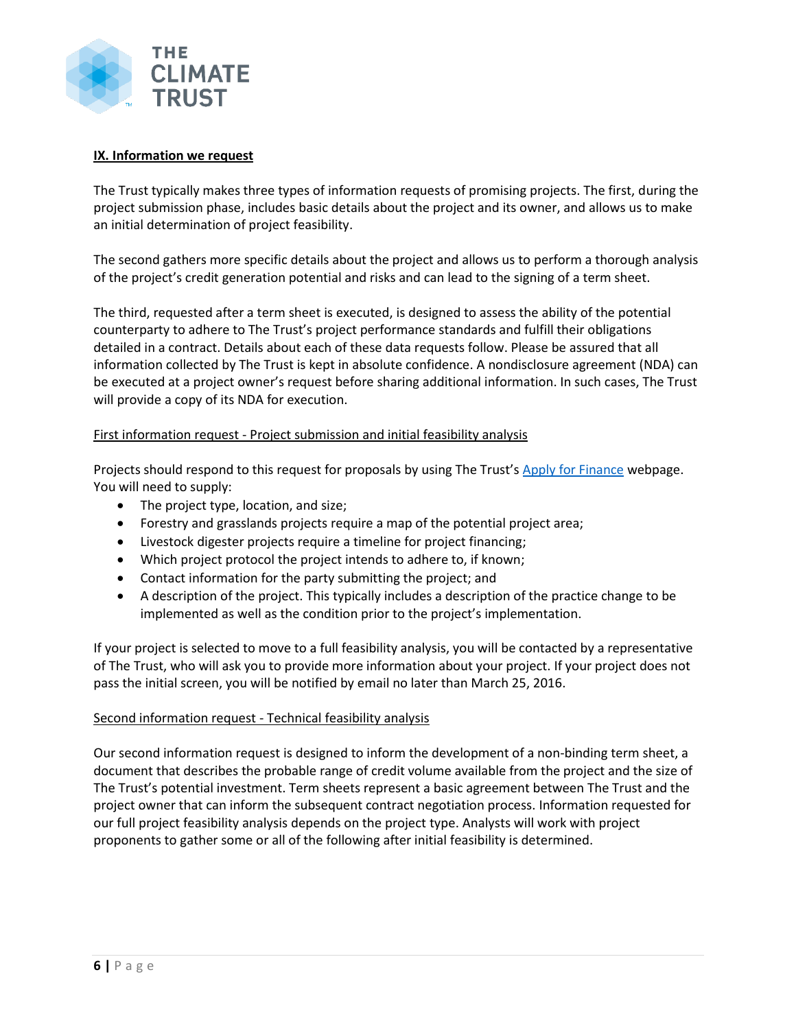## IX. Information we request

The Trust typically makes three types of information requests of promising projects. The first, during the project submission phase, includes basic details about the project and its owner, and allows us to make an initial determination of project feasibility.

The second gathers more specific details about the project and allows us to perform a thorough analysis of the project's credit generation potential and risks and can lead to the signing of a term sheet.

The third, requested after a term sheet is executed, is designed to assess the ability of the potential counterparty to adhere to The Trust's project performance standards and fulfill their obligations detailed in a contract. Details about each of these data requests follow. Please be assured that all information collected by The Trust is kept in absolute confidence. A nondisclosure agreement (NDA) can be executed at a project owner's request before sharing additional information. In such cases, The Trust will provide a copy of its NDA for execution.

### First information request - Project submission and initial feasibility analysis

Projects should respond to this request for proposals by using The Trust's Apply for Finance webpage. You will need to supply:

- The project type, location, and size;
- Forestry and grasslands projects require a map of the potential project area;
- Livestock digester projects require a timeline for project financing;
- Which project protocol the project intends to adhere to, if known;
- Contact information for the party submitting the project; and
- A description of the project. This typically includes a description of the practice change to be implemented as well as the condition prior to the project's implementation.

If your project is selected to move to a full feasibility analysis, you will be contacted by a representative of The Trust, who will ask you to provide more information about your project. If your project does not pass the initial screen, you will be notified by email no later than March 25, 2016.

### Second information request - Technical feasibility analysis

Our second information request is designed to inform the development of a non-binding term sheet, a document that describes the probable range of credit volume available from the project and the size of The Trust's potential investment. Term sheets represent a basic agreement between The Trust and the project owner that can inform the subsequent contract negotiation process. Information requested for our full project feasibility analysis depends on the project type. Analysts will work with project proponents to gather some or all of the following after initial feasibility is determined.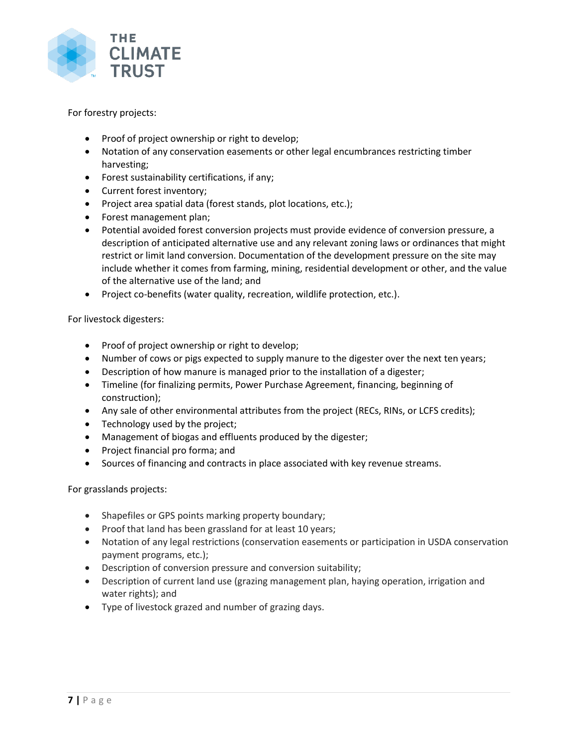For forestry projects:

- Proof of project ownership or right to develop;
- Notation of any conservation easements or other legal encumbrances restricting timber harvesting;
- Forest sustainability certifications, if any;
- Current forest inventory;
- Project area spatial data (forest stands, plot locations, etc.);
- Forest management plan;
- Potential avoided forest conversion projects must provide evidence of conversion pressure, a description of anticipated alternative use and any relevant zoning laws or ordinances that might restrict or limit land conversion. Documentation of the development pressure on the site may include whether it comes from farming, mining, residential development or other, and the value of the alternative use of the land; and
- Project co-benefits (water quality, recreation, wildlife protection, etc.).

For livestock digesters:

- Proof of project ownership or right to develop;
- Number of cows or pigs expected to supply manure to the digester over the next ten years;
- Description of how manure is managed prior to the installation of a digester;
- Timeline (for finalizing permits, Power Purchase Agreement, financing, beginning of construction);
- Any sale of other environmental attributes from the project (RECs, RINs, or LCFS credits);
- Technology used by the project;
- Management of biogas and effluents produced by the digester;
- Project financial pro forma; and
- Sources of financing and contracts in place associated with key revenue streams.

For grasslands projects:

- Shapefiles or GPS points marking property boundary;
- Proof that land has been grassland for at least 10 years;
- Notation of any legal restrictions (conservation easements or participation in USDA conservation payment programs, etc.);
- Description of conversion pressure and conversion suitability;
- Description of current land use (grazing management plan, haying operation, irrigation and water rights); and
- Type of livestock grazed and number of grazing days.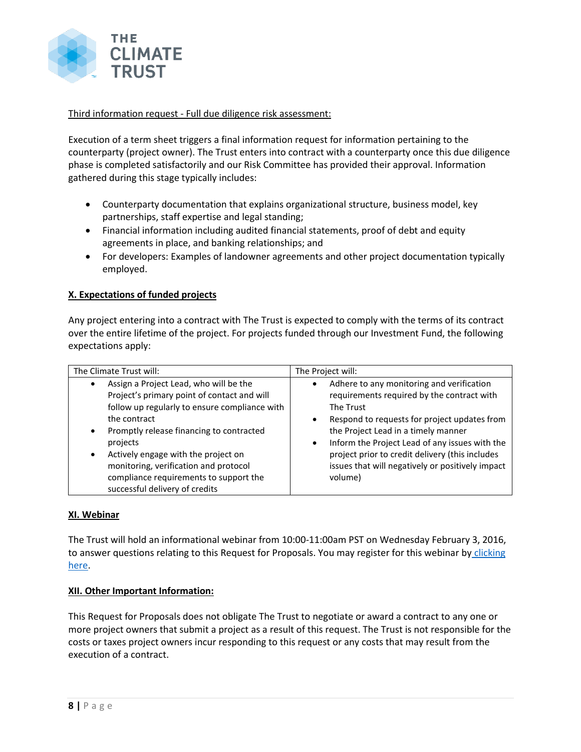Third information request - Full due diligence risk assessment:

Execution of a term sheet triggers a final information request for information pertaining to the counterparty (project owner). The Trust enters into contract with a counterparty once this due diligence phase is completed satisfactorily and our Risk Committee has provided their approval. Information gathered during this stage typically includes:

- Counterparty documentation that explains organizational structure, business model, key partnerships, staff expertise and legal standing;
- Financial information including audited financial statements, proof of debt and equity agreements in place, and banking relationships; and
- For developers: Examples of landowner agreements and other project documentation typically employed.

## X. Expectations of funded projects

Any project entering into a contract with The Trust is expected to comply with the terms of its contract over the entire lifetime of the project. For projects funded through our Investment Fund, the following expectations apply:

| The Climate Trust will: | The Project will: |
|---|---|
| • Assign a Project Lead, who will be the Project's primary point of contact and will follow up regularly to ensure compliance with the contract<br>• Promptly release financing to contracted projects<br>• Actively engage with the project on monitoring, verification and protocol compliance requirements to support the successful delivery of credits | • Adhere to any monitoring and verification requirements required by the contract with The Trust<br>• Respond to requests for project updates from the Project Lead in a timely manner<br>• Inform the Project Lead of any issues with the project prior to credit delivery (this includes issues that will negatively or positively impact volume) |

## XI. Webinar

The Trust will hold an informational webinar from 10:00-11:00am PST on Wednesday February 3, 2016, to answer questions relating to this Request for Proposals. You may register for this webinar by clicking here.

## XII. Other Important Information:

This Request for Proposals does not obligate The Trust to negotiate or award a contract to any one or more project owners that submit a project as a result of this request. The Trust is not responsible for the costs or taxes project owners incur responding to this request or any costs that may result from the execution of a contract.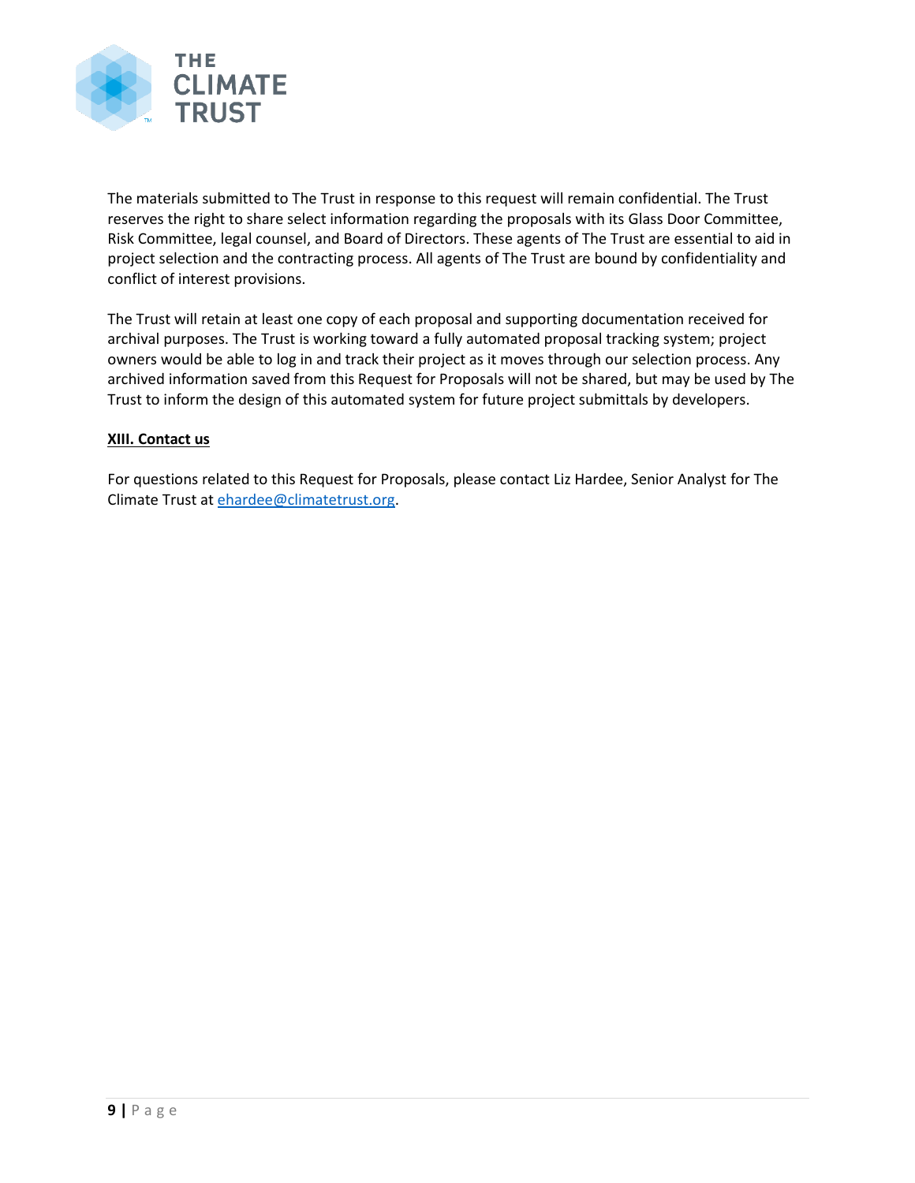The materials submitted to The Trust in response to this request will remain confidential. The Trust reserves the right to share select information regarding the proposals with its Glass Door Committee, Risk Committee, legal counsel, and Board of Directors. These agents of The Trust are essential to aid in project selection and the contracting process. All agents of The Trust are bound by confidentiality and conflict of interest provisions.

The Trust will retain at least one copy of each proposal and supporting documentation received for archival purposes. The Trust is working toward a fully automated proposal tracking system; project owners would be able to log in and track their project as it moves through our selection process. Any archived information saved from this Request for Proposals will not be shared, but may be used by The Trust to inform the design of this automated system for future project submittals by developers.

## XIII. Contact us

For questions related to this Request for Proposals, please contact Liz Hardee, Senior Analyst for The Climate Trust at ehardee@climatetrust.org.